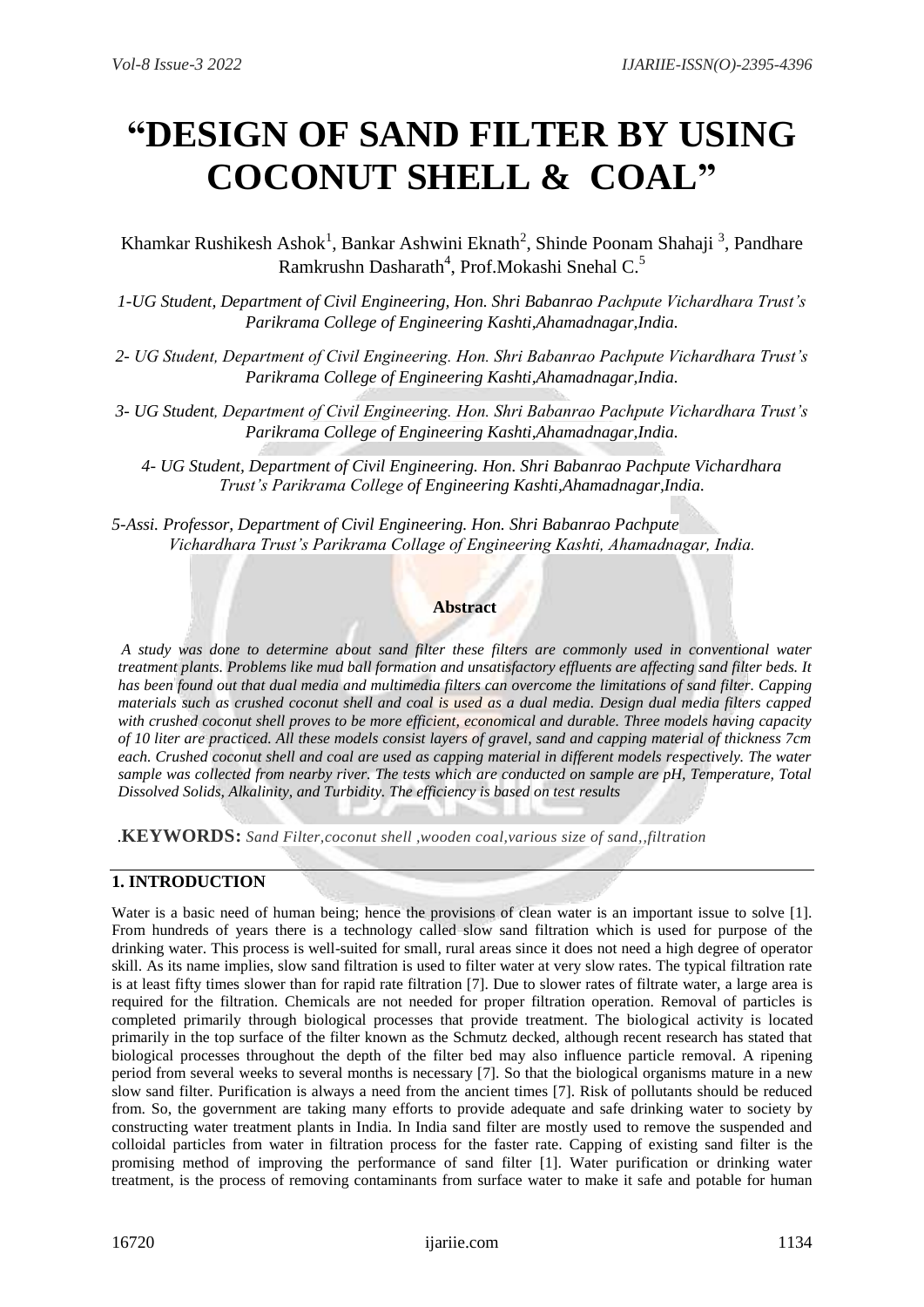# "DESIGN OF SAND FILTER BY USING COCONUT SHELL & COAL"

Khamkar Rushikesh Ashok[1], Bankar Ashwini Eknath[2], Shinde Poonam Shahaji [3], Pandhare Ramkrushn Dasharath[4], Prof.Mokashi Snehal C.[5]

*1-UG Student, Department of Civil Engineering, Hon. Shri Babanrao Pachpute Vichardhara Trust's Parikrama College of Engineering Kashti,Ahamadnagar,India.*

*2- UG Student, Department of Civil Engineering. Hon. Shri Babanrao Pachpute Vichardhara Trust's Parikrama College of Engineering Kashti,Ahamadnagar,India.*

*3- UG Student, Department of Civil Engineering. Hon. Shri Babanrao Pachpute Vichardhara Trust's Parikrama College of Engineering Kashti,Ahamadnagar,India.*

*4- UG Student, Department of Civil Engineering. Hon. Shri Babanrao Pachpute Vichardhara Trust's Parikrama College of Engineering Kashti,Ahamadnagar,India.*

*5-Assi. Professor, Department of Civil Engineering. Hon. Shri Babanrao Pachpute Vichardhara Trust's Parikrama Collage of Engineering Kashti, Ahamadnagar, India.*

## Abstract

*A study was done to determine about sand filter these filters are commonly used in conventional water treatment plants. Problems like mud ball formation and unsatisfactory effluents are affecting sand filter beds. It has been found out that dual media and multimedia filters can overcome the limitations of sand filter. Capping materials such as crushed coconut shell and coal is used as a dual media. Design dual media filters capped with crushed coconut shell proves to be more efficient, economical and durable. Three models having capacity of 10 liter are practiced. All these models consist layers of gravel, sand and capping material of thickness 7cm each. Crushed coconut shell and coal are used as capping material in different models respectively. The water sample was collected from nearby river. The tests which are conducted on sample are pH, Temperature, Total Dissolved Solids, Alkalinity, and Turbidity. The efficiency is based on test results*

.**KEYWORDS:** *Sand Filter,coconut shell ,wooden coal,various size of sand,,filtration*

## 1. INTRODUCTION

Water is a basic need of human being; hence the provisions of clean water is an important issue to solve [1]. From hundreds of years there is a technology called slow sand filtration which is used for purpose of the drinking water. This process is well-suited for small, rural areas since it does not need a high degree of operator skill. As its name implies, slow sand filtration is used to filter water at very slow rates. The typical filtration rate is at least fifty times slower than for rapid rate filtration [7]. Due to slower rates of filtrate water, a large area is required for the filtration. Chemicals are not needed for proper filtration operation. Removal of particles is completed primarily through biological processes that provide treatment. The biological activity is located primarily in the top surface of the filter known as the Schmutz decked, although recent research has stated that biological processes throughout the depth of the filter bed may also influence particle removal. A ripening period from several weeks to several months is necessary [7]. So that the biological organisms mature in a new slow sand filter. Purification is always a need from the ancient times [7]. Risk of pollutants should be reduced from. So, the government are taking many efforts to provide adequate and safe drinking water to society by constructing water treatment plants in India. In India sand filter are mostly used to remove the suspended and colloidal particles from water in filtration process for the faster rate. Capping of existing sand filter is the promising method of improving the performance of sand filter [1]. Water purification or drinking water treatment, is the process of removing contaminants from surface water to make it safe and potable for human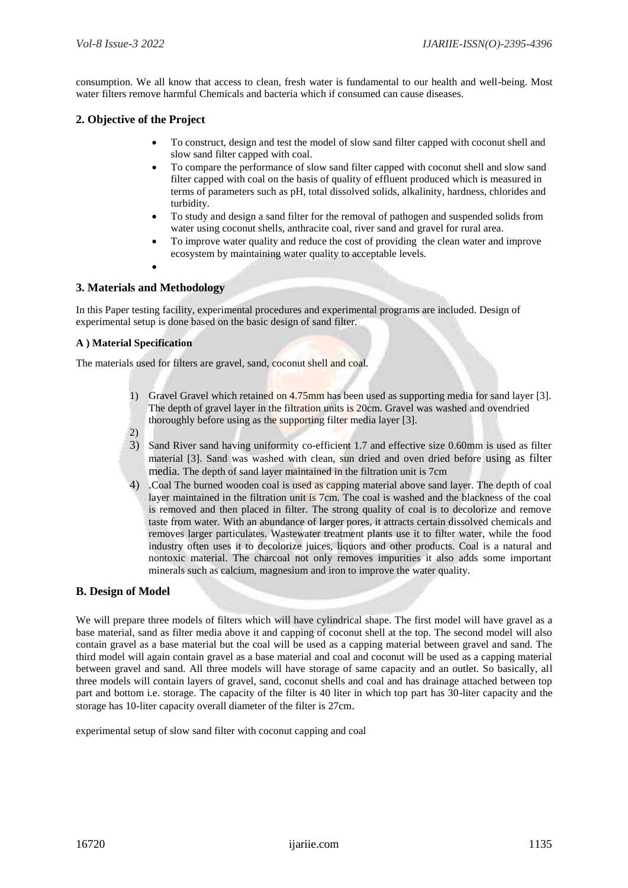consumption. We all know that access to clean, fresh water is fundamental to our health and well-being. Most water filters remove harmful Chemicals and bacteria which if consumed can cause diseases.

## 2. Objective of the Project

- To construct, design and test the model of slow sand filter capped with coconut shell and slow sand filter capped with coal.
- To compare the performance of slow sand filter capped with coconut shell and slow sand filter capped with coal on the basis of quality of effluent produced which is measured in terms of parameters such as pH, total dissolved solids, alkalinity, hardness, chlorides and turbidity.
- To study and design a sand filter for the removal of pathogen and suspended solids from water using coconut shells, anthracite coal, river sand and gravel for rural area.
- To improve water quality and reduce the cost of providing the clean water and improve ecosystem by maintaining water quality to acceptable levels.

## 3. Materials and Methodology

In this Paper testing facility, experimental procedures and experimental programs are included. Design of experimental setup is done based on the basic design of sand filter.

### A ) Material Specification

The materials used for filters are gravel, sand, coconut shell and coal.

1) Gravel Gravel which retained on 4.75mm has been used as supporting media for sand layer [3]. The depth of gravel layer in the filtration units is 20cm. Gravel was washed and ovendried thoroughly before using as the supporting filter media layer [3].
2) 
3) Sand River sand having uniformity co-efficient 1.7 and effective size 0.60mm is used as filter material [3]. Sand was washed with clean, sun dried and oven dried before using as filter media. The depth of sand layer maintained in the filtration unit is 7cm
4) .Coal The burned wooden coal is used as capping material above sand layer. The depth of coal layer maintained in the filtration unit is 7cm. The coal is washed and the blackness of the coal is removed and then placed in filter. The strong quality of coal is to decolorize and remove taste from water. With an abundance of larger pores, it attracts certain dissolved chemicals and removes larger particulates. Wastewater treatment plants use it to filter water, while the food industry often uses it to decolorize juices, liquors and other products. Coal is a natural and nontoxic material. The charcoal not only removes impurities it also adds some important minerals such as calcium, magnesium and iron to improve the water quality.

## B. Design of Model

We will prepare three models of filters which will have cylindrical shape. The first model will have gravel as a base material, sand as filter media above it and capping of coconut shell at the top. The second model will also contain gravel as a base material but the coal will be used as a capping material between gravel and sand. The third model will again contain gravel as a base material and coal and coconut will be used as a capping material between gravel and sand. All three models will have storage of same capacity and an outlet. So basically, all three models will contain layers of gravel, sand, coconut shells and coal and has drainage attached between top part and bottom i.e. storage. The capacity of the filter is 40 liter in which top part has 30-liter capacity and the storage has 10-liter capacity overall diameter of the filter is 27cm.

experimental setup of slow sand filter with coconut capping and coal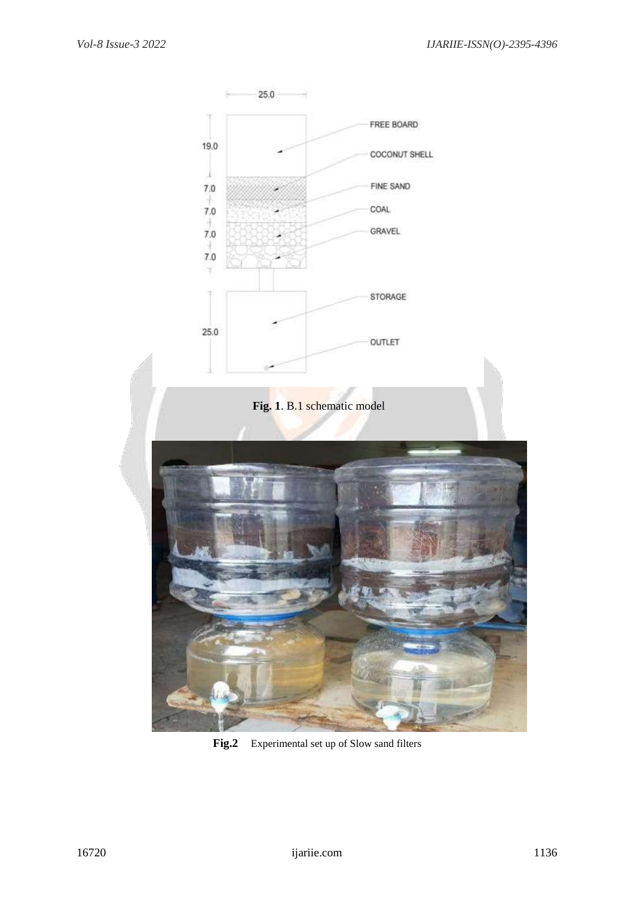Fig. 1. B.1 schematic model

**Fig.2** Experimental set up of Slow sand filters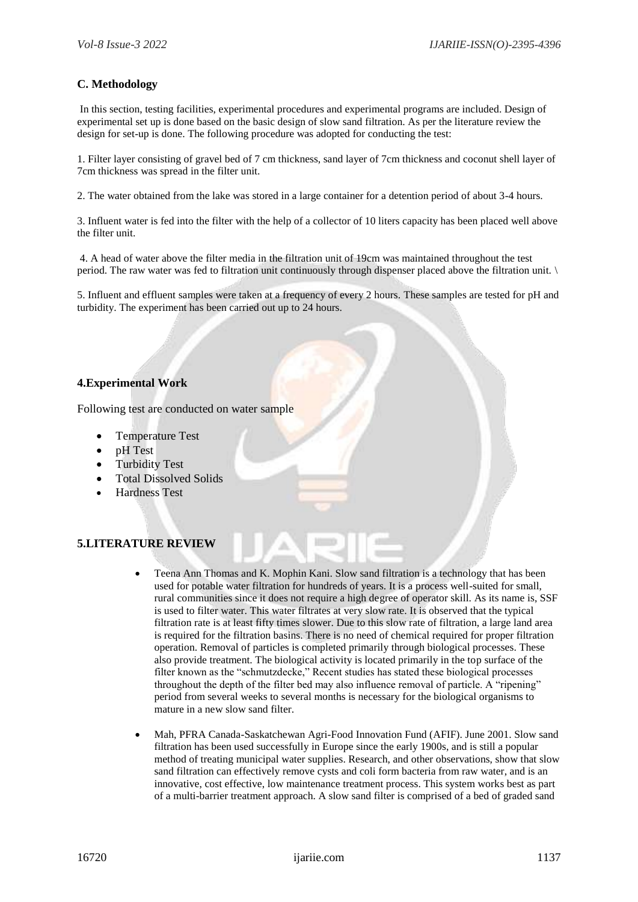### C. Methodology

In this section, testing facilities, experimental procedures and experimental programs are included. Design of experimental set up is done based on the basic design of slow sand filtration. As per the literature review the design for set-up is done. The following procedure was adopted for conducting the test:

1. Filter layer consisting of gravel bed of 7 cm thickness, sand layer of 7cm thickness and coconut shell layer of 7cm thickness was spread in the filter unit.

2. The water obtained from the lake was stored in a large container for a detention period of about 3-4 hours.

3. Influent water is fed into the filter with the help of a collector of 10 liters capacity has been placed well above the filter unit.

4. A head of water above the filter media in the filtration unit of 19cm was maintained throughout the test period. The raw water was fed to filtration unit continuously through dispenser placed above the filtration unit. \

5. Influent and effluent samples were taken at a frequency of every 2 hours. These samples are tested for pH and turbidity. The experiment has been carried out up to 24 hours.

## 4.Experimental Work

Following test are conducted on water sample

- Temperature Test
- pH Test
- Turbidity Test
- Total Dissolved Solids
- Hardness Test

## 5.LITERATURE REVIEW

- Teena Ann Thomas and K. Mophin Kani. Slow sand filtration is a technology that has been used for potable water filtration for hundreds of years. It is a process well-suited for small, rural communities since it does not require a high degree of operator skill. As its name is, SSF is used to filter water. This water filtrates at very slow rate. It is observed that the typical filtration rate is at least fifty times slower. Due to this slow rate of filtration, a large land area is required for the filtration basins. There is no need of chemical required for proper filtration operation. Removal of particles is completed primarily through biological processes. These also provide treatment. The biological activity is located primarily in the top surface of the filter known as the "schmutzdecke," Recent studies has stated these biological processes throughout the depth of the filter bed may also influence removal of particle. A "ripening" period from several weeks to several months is necessary for the biological organisms to mature in a new slow sand filter.

- Mah, PFRA Canada-Saskatchewan Agri-Food Innovation Fund (AFIF). June 2001. Slow sand filtration has been used successfully in Europe since the early 1900s, and is still a popular method of treating municipal water supplies. Research, and other observations, show that slow sand filtration can effectively remove cysts and coli form bacteria from raw water, and is an innovative, cost effective, low maintenance treatment process. This system works best as part of a multi-barrier treatment approach. A slow sand filter is comprised of a bed of graded sand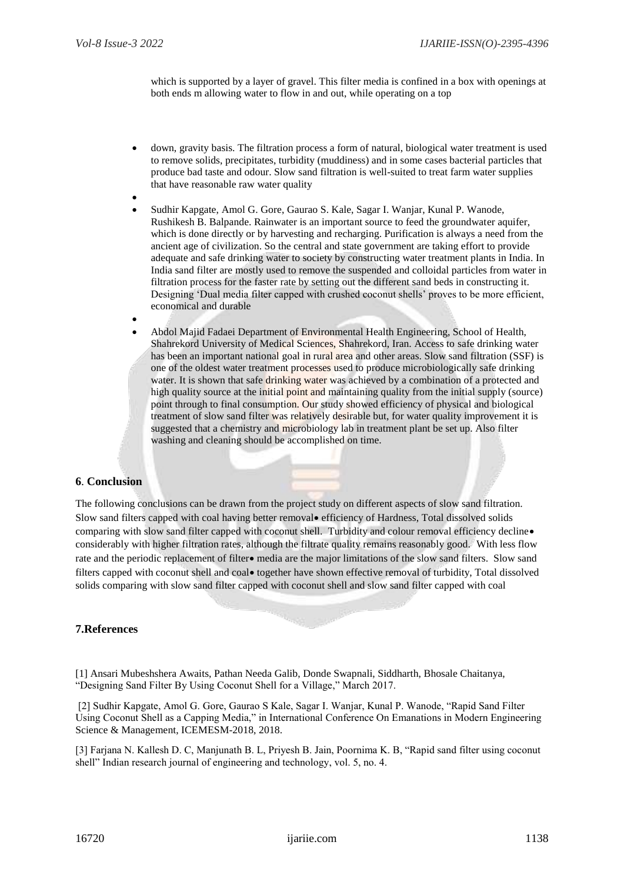which is supported by a layer of gravel. This filter media is confined in a box with openings at both ends m allowing water to flow in and out, while operating on a top

- down, gravity basis. The filtration process a form of natural, biological water treatment is used to remove solids, precipitates, turbidity (muddiness) and in some cases bacterial particles that produce bad taste and odour. Slow sand filtration is well-suited to treat farm water supplies that have reasonable raw water quality
- Sudhir Kapgate, Amol G. Gore, Gaurao S. Kale, Sagar I. Wanjar, Kunal P. Wanode, Rushikesh B. Balpande. Rainwater is an important source to feed the groundwater aquifer, which is done directly or by harvesting and recharging. Purification is always a need from the ancient age of civilization. So the central and state government are taking effort to provide adequate and safe drinking water to society by constructing water treatment plants in India. In India sand filter are mostly used to remove the suspended and colloidal particles from water in filtration process for the faster rate by setting out the different sand beds in constructing it. Designing 'Dual media filter capped with crushed coconut shells' proves to be more efficient, economical and durable
- Abdol Majid Fadaei Department of Environmental Health Engineering, School of Health, Shahrekord University of Medical Sciences, Shahrekord, Iran. Access to safe drinking water has been an important national goal in rural area and other areas. Slow sand filtration (SSF) is one of the oldest water treatment processes used to produce microbiologically safe drinking water. It is shown that safe drinking water was achieved by a combination of a protected and high quality source at the initial point and maintaining quality from the initial supply (source) point through to final consumption. Our study showed efficiency of physical and biological treatment of slow sand filter was relatively desirable but, for water quality improvement it is suggested that a chemistry and microbiology lab in treatment plant be set up. Also filter washing and cleaning should be accomplished on time.

## 6. Conclusion

The following conclusions can be drawn from the project study on different aspects of slow sand filtration. Slow sand filters capped with coal having better removal• efficiency of Hardness, Total dissolved solids comparing with slow sand filter capped with coconut shell. Turbidity and colour removal efficiency decline• considerably with higher filtration rates, although the filtrate quality remains reasonably good. With less flow rate and the periodic replacement of filter• media are the major limitations of the slow sand filters. Slow sand filters capped with coconut shell and coal• together have shown effective removal of turbidity, Total dissolved solids comparing with slow sand filter capped with coconut shell and slow sand filter capped with coal

## 7.References

[1] Ansari Mubeshshera Awaits, Pathan Needa Galib, Donde Swapnali, Siddharth, Bhosale Chaitanya, "Designing Sand Filter By Using Coconut Shell for a Village," March 2017.

[2] Sudhir Kapgate, Amol G. Gore, Gaurao S Kale, Sagar I. Wanjar, Kunal P. Wanode, "Rapid Sand Filter Using Coconut Shell as a Capping Media," in International Conference On Emanations in Modern Engineering Science & Management, ICEMESM-2018, 2018.

[3] Farjana N. Kallesh D. C, Manjunath B. L, Priyesh B. Jain, Poornima K. B, "Rapid sand filter using coconut shell" Indian research journal of engineering and technology, vol. 5, no. 4.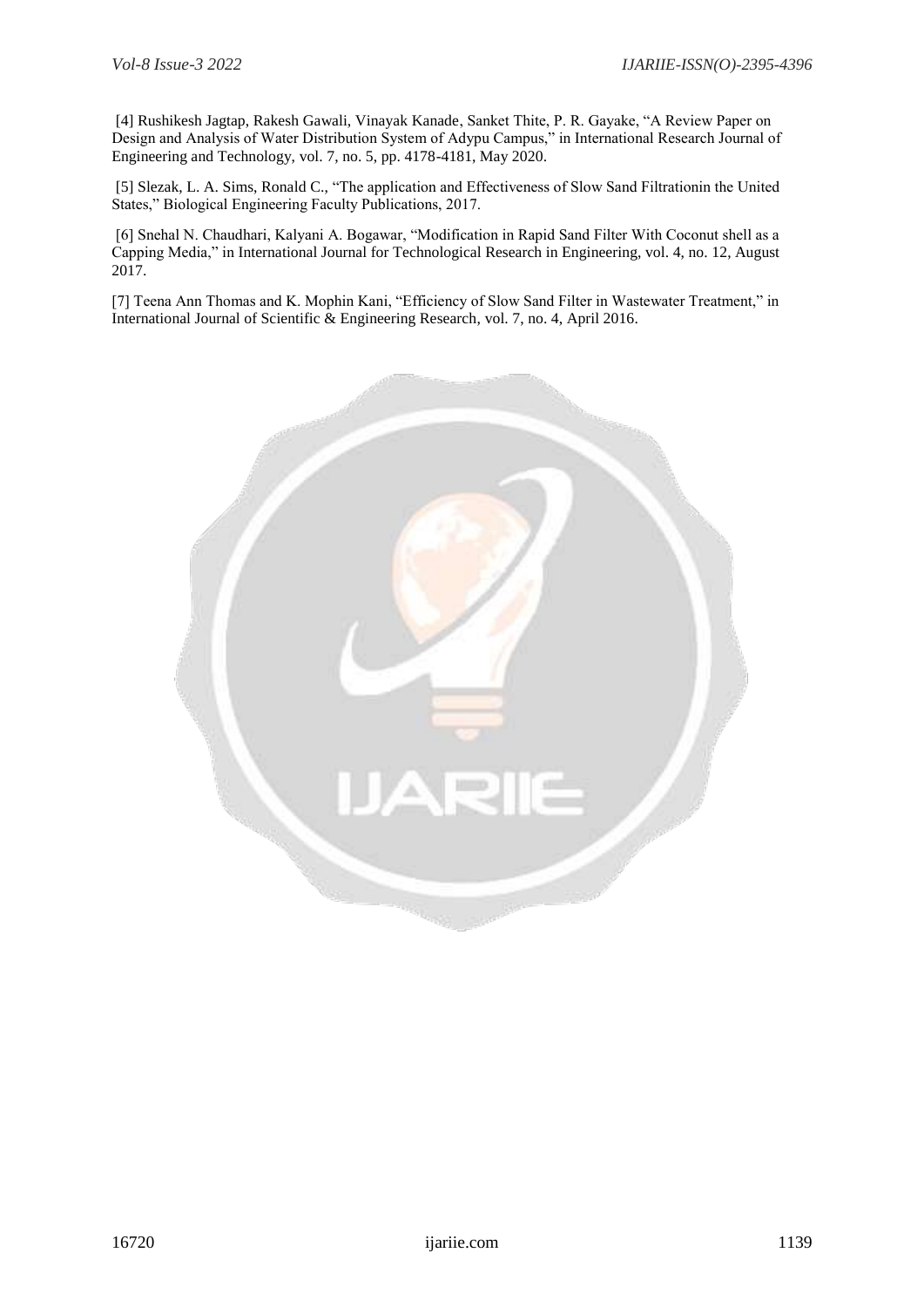[4] Rushikesh Jagtap, Rakesh Gawali, Vinayak Kanade, Sanket Thite, P. R. Gayake, "A Review Paper on Design and Analysis of Water Distribution System of Adypu Campus," in International Research Journal of Engineering and Technology, vol. 7, no. 5, pp. 4178-4181, May 2020.

[5] Slezak, L. A. Sims, Ronald C., "The application and Effectiveness of Slow Sand Filtrationin the United States," Biological Engineering Faculty Publications, 2017.

[6] Snehal N. Chaudhari, Kalyani A. Bogawar, "Modification in Rapid Sand Filter With Coconut shell as a Capping Media," in International Journal for Technological Research in Engineering, vol. 4, no. 12, August 2017.

[7] Teena Ann Thomas and K. Mophin Kani, "Efficiency of Slow Sand Filter in Wastewater Treatment," in International Journal of Scientific & Engineering Research, vol. 7, no. 4, April 2016.